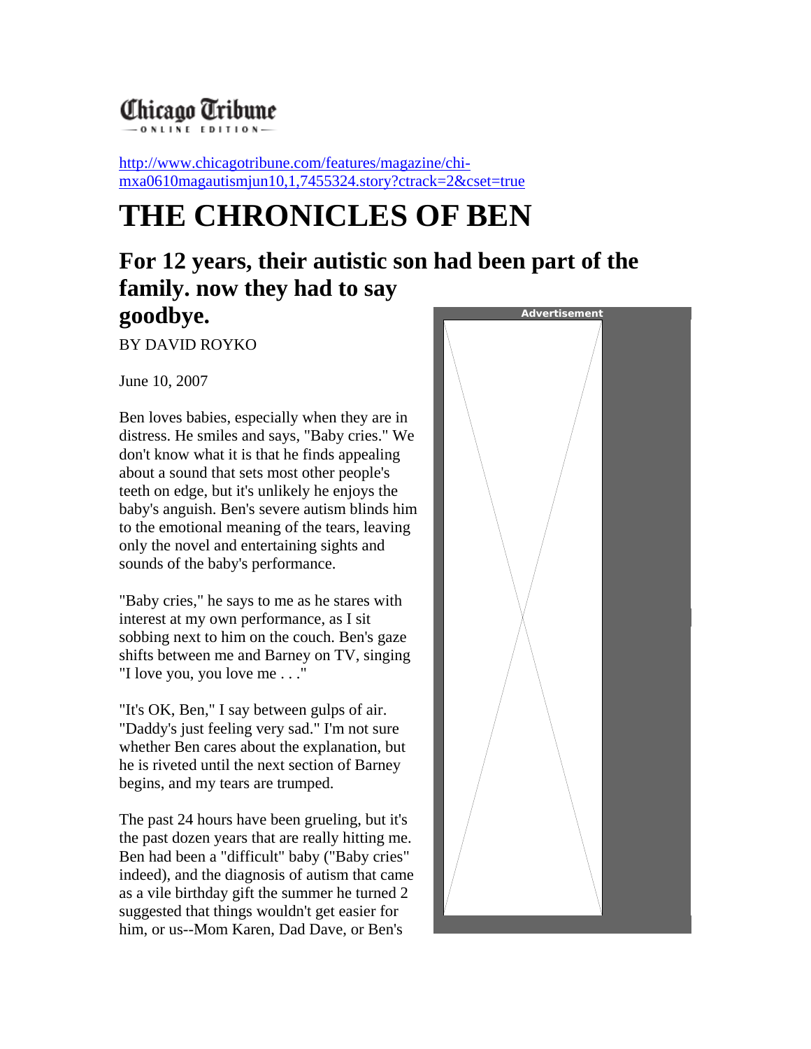Chicago Tribune
ONLINE EDITION

http://www.chicagotribune.com/features/magazine/chi-mxa0610magautismjun10,1,7455324.story?ctrack=2&cset=true

# THE CHRONICLES OF BEN

## For 12 years, their autistic son had been part of the family. now they had to say goodbye.

BY DAVID ROYKO

June 10, 2007

Ben loves babies, especially when they are in distress. He smiles and says, "Baby cries." We don't know what it is that he finds appealing about a sound that sets most other people's teeth on edge, but it's unlikely he enjoys the baby's anguish. Ben's severe autism blinds him to the emotional meaning of the tears, leaving only the novel and entertaining sights and sounds of the baby's performance.

"Baby cries," he says to me as he stares with interest at my own performance, as I sit sobbing next to him on the couch. Ben's gaze shifts between me and Barney on TV, singing "I love you, you love me . . ."

"It's OK, Ben," I say between gulps of air. "Daddy's just feeling very sad." I'm not sure whether Ben cares about the explanation, but he is riveted until the next section of Barney begins, and my tears are trumped.

The past 24 hours have been grueling, but it's the past dozen years that are really hitting me. Ben had been a "difficult" baby ("Baby cries" indeed), and the diagnosis of autism that came as a vile birthday gift the summer he turned 2 suggested that things wouldn't get easier for him, or us--Mom Karen, Dad Dave, or Ben's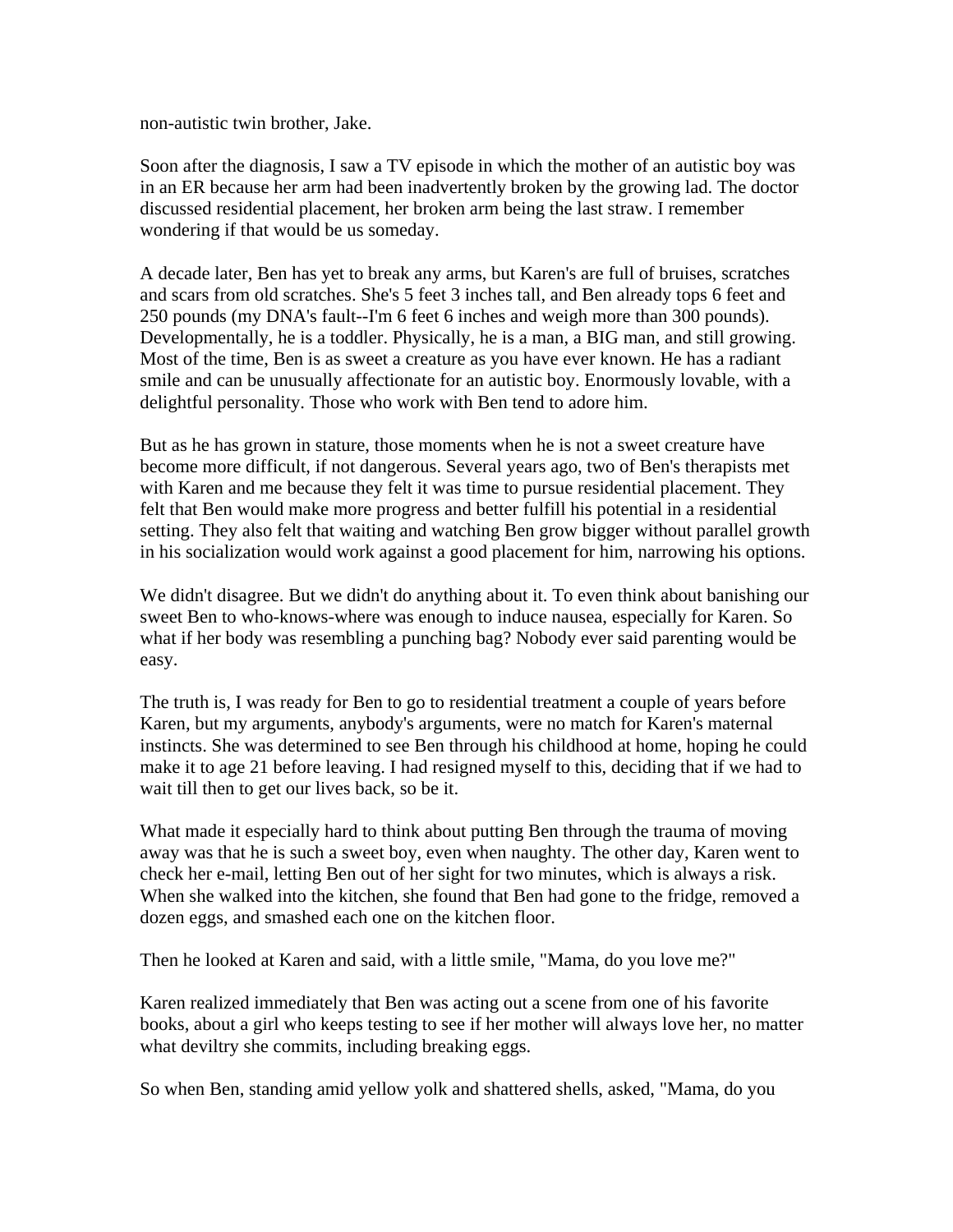non-autistic twin brother, Jake.

Soon after the diagnosis, I saw a TV episode in which the mother of an autistic boy was in an ER because her arm had been inadvertently broken by the growing lad. The doctor discussed residential placement, her broken arm being the last straw. I remember wondering if that would be us someday.

A decade later, Ben has yet to break any arms, but Karen's are full of bruises, scratches and scars from old scratches. She's 5 feet 3 inches tall, and Ben already tops 6 feet and 250 pounds (my DNA's fault--I'm 6 feet 6 inches and weigh more than 300 pounds). Developmentally, he is a toddler. Physically, he is a man, a BIG man, and still growing. Most of the time, Ben is as sweet a creature as you have ever known. He has a radiant smile and can be unusually affectionate for an autistic boy. Enormously lovable, with a delightful personality. Those who work with Ben tend to adore him.

But as he has grown in stature, those moments when he is not a sweet creature have become more difficult, if not dangerous. Several years ago, two of Ben's therapists met with Karen and me because they felt it was time to pursue residential placement. They felt that Ben would make more progress and better fulfill his potential in a residential setting. They also felt that waiting and watching Ben grow bigger without parallel growth in his socialization would work against a good placement for him, narrowing his options.

We didn't disagree. But we didn't do anything about it. To even think about banishing our sweet Ben to who-knows-where was enough to induce nausea, especially for Karen. So what if her body was resembling a punching bag? Nobody ever said parenting would be easy.

The truth is, I was ready for Ben to go to residential treatment a couple of years before Karen, but my arguments, anybody's arguments, were no match for Karen's maternal instincts. She was determined to see Ben through his childhood at home, hoping he could make it to age 21 before leaving. I had resigned myself to this, deciding that if we had to wait till then to get our lives back, so be it.

What made it especially hard to think about putting Ben through the trauma of moving away was that he is such a sweet boy, even when naughty. The other day, Karen went to check her e-mail, letting Ben out of her sight for two minutes, which is always a risk. When she walked into the kitchen, she found that Ben had gone to the fridge, removed a dozen eggs, and smashed each one on the kitchen floor.

Then he looked at Karen and said, with a little smile, "Mama, do you love me?"

Karen realized immediately that Ben was acting out a scene from one of his favorite books, about a girl who keeps testing to see if her mother will always love her, no matter what deviltry she commits, including breaking eggs.

So when Ben, standing amid yellow yolk and shattered shells, asked, "Mama, do you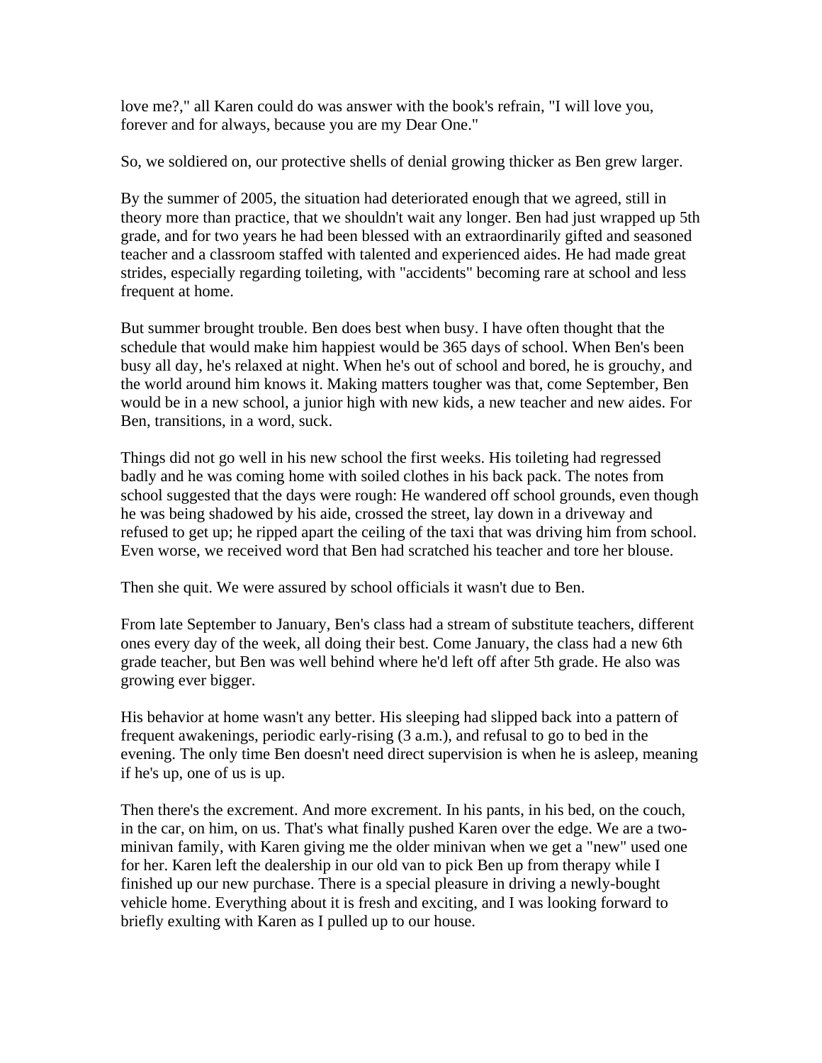love me?," all Karen could do was answer with the book's refrain, "I will love you, forever and for always, because you are my Dear One."

So, we soldiered on, our protective shells of denial growing thicker as Ben grew larger.

By the summer of 2005, the situation had deteriorated enough that we agreed, still in theory more than practice, that we shouldn't wait any longer. Ben had just wrapped up 5th grade, and for two years he had been blessed with an extraordinarily gifted and seasoned teacher and a classroom staffed with talented and experienced aides. He had made great strides, especially regarding toileting, with "accidents" becoming rare at school and less frequent at home.

But summer brought trouble. Ben does best when busy. I have often thought that the schedule that would make him happiest would be 365 days of school. When Ben's been busy all day, he's relaxed at night. When he's out of school and bored, he is grouchy, and the world around him knows it. Making matters tougher was that, come September, Ben would be in a new school, a junior high with new kids, a new teacher and new aides. For Ben, transitions, in a word, suck.

Things did not go well in his new school the first weeks. His toileting had regressed badly and he was coming home with soiled clothes in his back pack. The notes from school suggested that the days were rough: He wandered off school grounds, even though he was being shadowed by his aide, crossed the street, lay down in a driveway and refused to get up; he ripped apart the ceiling of the taxi that was driving him from school. Even worse, we received word that Ben had scratched his teacher and tore her blouse.

Then she quit. We were assured by school officials it wasn't due to Ben.

From late September to January, Ben's class had a stream of substitute teachers, different ones every day of the week, all doing their best. Come January, the class had a new 6th grade teacher, but Ben was well behind where he'd left off after 5th grade. He also was growing ever bigger.

His behavior at home wasn't any better. His sleeping had slipped back into a pattern of frequent awakenings, periodic early-rising (3 a.m.), and refusal to go to bed in the evening. The only time Ben doesn't need direct supervision is when he is asleep, meaning if he's up, one of us is up.

Then there's the excrement. And more excrement. In his pants, in his bed, on the couch, in the car, on him, on us. That's what finally pushed Karen over the edge. We are a two-minivan family, with Karen giving me the older minivan when we get a "new" used one for her. Karen left the dealership in our old van to pick Ben up from therapy while I finished up our new purchase. There is a special pleasure in driving a newly-bought vehicle home. Everything about it is fresh and exciting, and I was looking forward to briefly exulting with Karen as I pulled up to our house.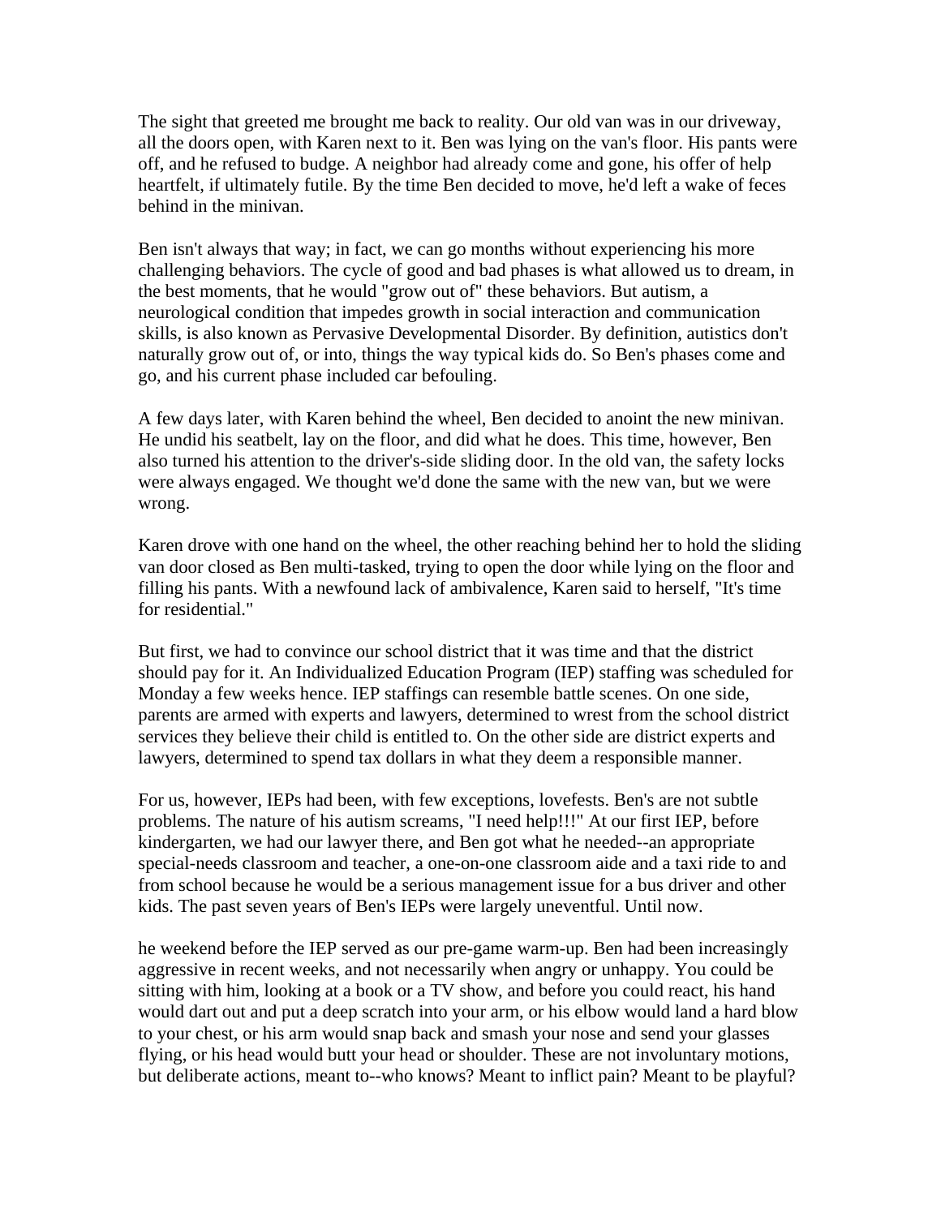The sight that greeted me brought me back to reality. Our old van was in our driveway, all the doors open, with Karen next to it. Ben was lying on the van's floor. His pants were off, and he refused to budge. A neighbor had already come and gone, his offer of help heartfelt, if ultimately futile. By the time Ben decided to move, he'd left a wake of feces behind in the minivan.

Ben isn't always that way; in fact, we can go months without experiencing his more challenging behaviors. The cycle of good and bad phases is what allowed us to dream, in the best moments, that he would "grow out of" these behaviors. But autism, a neurological condition that impedes growth in social interaction and communication skills, is also known as Pervasive Developmental Disorder. By definition, autistics don't naturally grow out of, or into, things the way typical kids do. So Ben's phases come and go, and his current phase included car befouling.

A few days later, with Karen behind the wheel, Ben decided to anoint the new minivan. He undid his seatbelt, lay on the floor, and did what he does. This time, however, Ben also turned his attention to the driver's-side sliding door. In the old van, the safety locks were always engaged. We thought we'd done the same with the new van, but we were wrong.

Karen drove with one hand on the wheel, the other reaching behind her to hold the sliding van door closed as Ben multi-tasked, trying to open the door while lying on the floor and filling his pants. With a newfound lack of ambivalence, Karen said to herself, "It's time for residential."

But first, we had to convince our school district that it was time and that the district should pay for it. An Individualized Education Program (IEP) staffing was scheduled for Monday a few weeks hence. IEP staffings can resemble battle scenes. On one side, parents are armed with experts and lawyers, determined to wrest from the school district services they believe their child is entitled to. On the other side are district experts and lawyers, determined to spend tax dollars in what they deem a responsible manner.

For us, however, IEPs had been, with few exceptions, lovefests. Ben's are not subtle problems. The nature of his autism screams, "I need help!!!" At our first IEP, before kindergarten, we had our lawyer there, and Ben got what he needed--an appropriate special-needs classroom and teacher, a one-on-one classroom aide and a taxi ride to and from school because he would be a serious management issue for a bus driver and other kids. The past seven years of Ben's IEPs were largely uneventful. Until now.

he weekend before the IEP served as our pre-game warm-up. Ben had been increasingly aggressive in recent weeks, and not necessarily when angry or unhappy. You could be sitting with him, looking at a book or a TV show, and before you could react, his hand would dart out and put a deep scratch into your arm, or his elbow would land a hard blow to your chest, or his arm would snap back and smash your nose and send your glasses flying, or his head would butt your head or shoulder. These are not involuntary motions, but deliberate actions, meant to--who knows? Meant to inflict pain? Meant to be playful?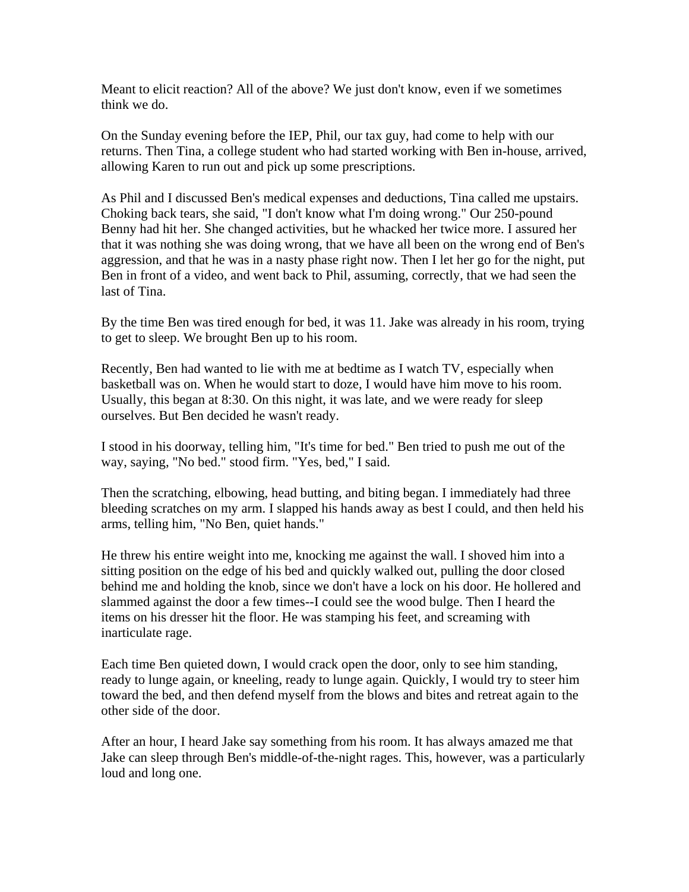Meant to elicit reaction? All of the above? We just don't know, even if we sometimes think we do.

On the Sunday evening before the IEP, Phil, our tax guy, had come to help with our returns. Then Tina, a college student who had started working with Ben in-house, arrived, allowing Karen to run out and pick up some prescriptions.

As Phil and I discussed Ben's medical expenses and deductions, Tina called me upstairs. Choking back tears, she said, "I don't know what I'm doing wrong." Our 250-pound Benny had hit her. She changed activities, but he whacked her twice more. I assured her that it was nothing she was doing wrong, that we have all been on the wrong end of Ben's aggression, and that he was in a nasty phase right now. Then I let her go for the night, put Ben in front of a video, and went back to Phil, assuming, correctly, that we had seen the last of Tina.

By the time Ben was tired enough for bed, it was 11. Jake was already in his room, trying to get to sleep. We brought Ben up to his room.

Recently, Ben had wanted to lie with me at bedtime as I watch TV, especially when basketball was on. When he would start to doze, I would have him move to his room. Usually, this began at 8:30. On this night, it was late, and we were ready for sleep ourselves. But Ben decided he wasn't ready.

I stood in his doorway, telling him, "It's time for bed." Ben tried to push me out of the way, saying, "No bed." stood firm. "Yes, bed," I said.

Then the scratching, elbowing, head butting, and biting began. I immediately had three bleeding scratches on my arm. I slapped his hands away as best I could, and then held his arms, telling him, "No Ben, quiet hands."

He threw his entire weight into me, knocking me against the wall. I shoved him into a sitting position on the edge of his bed and quickly walked out, pulling the door closed behind me and holding the knob, since we don't have a lock on his door. He hollered and slammed against the door a few times--I could see the wood bulge. Then I heard the items on his dresser hit the floor. He was stamping his feet, and screaming with inarticulate rage.

Each time Ben quieted down, I would crack open the door, only to see him standing, ready to lunge again, or kneeling, ready to lunge again. Quickly, I would try to steer him toward the bed, and then defend myself from the blows and bites and retreat again to the other side of the door.

After an hour, I heard Jake say something from his room. It has always amazed me that Jake can sleep through Ben's middle-of-the-night rages. This, however, was a particularly loud and long one.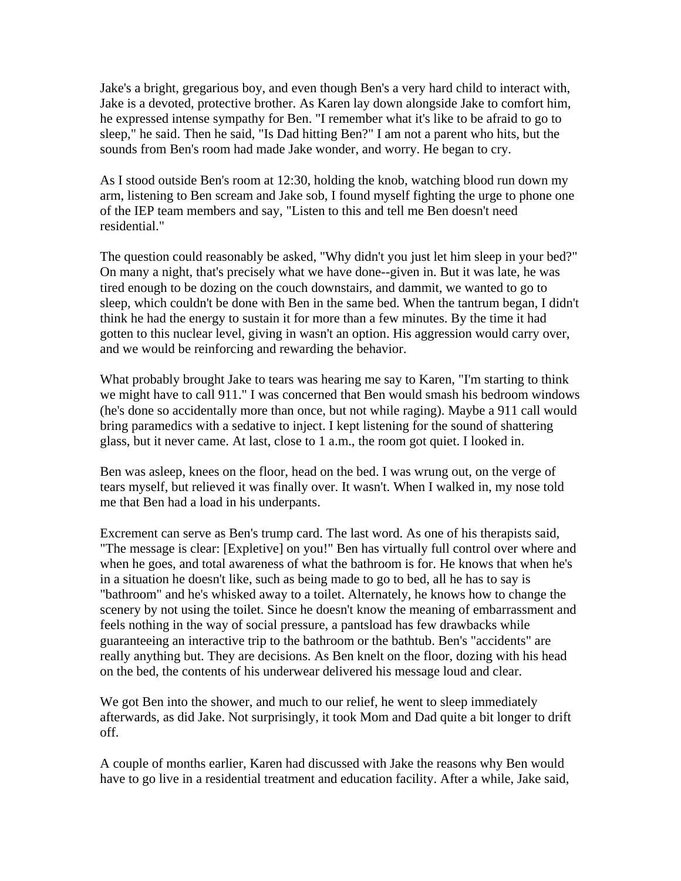Jake's a bright, gregarious boy, and even though Ben's a very hard child to interact with, Jake is a devoted, protective brother. As Karen lay down alongside Jake to comfort him, he expressed intense sympathy for Ben. "I remember what it's like to be afraid to go to sleep," he said. Then he said, "Is Dad hitting Ben?" I am not a parent who hits, but the sounds from Ben's room had made Jake wonder, and worry. He began to cry.

As I stood outside Ben's room at 12:30, holding the knob, watching blood run down my arm, listening to Ben scream and Jake sob, I found myself fighting the urge to phone one of the IEP team members and say, "Listen to this and tell me Ben doesn't need residential."

The question could reasonably be asked, "Why didn't you just let him sleep in your bed?" On many a night, that's precisely what we have done--given in. But it was late, he was tired enough to be dozing on the couch downstairs, and dammit, we wanted to go to sleep, which couldn't be done with Ben in the same bed. When the tantrum began, I didn't think he had the energy to sustain it for more than a few minutes. By the time it had gotten to this nuclear level, giving in wasn't an option. His aggression would carry over, and we would be reinforcing and rewarding the behavior.

What probably brought Jake to tears was hearing me say to Karen, "I'm starting to think we might have to call 911." I was concerned that Ben would smash his bedroom windows (he's done so accidentally more than once, but not while raging). Maybe a 911 call would bring paramedics with a sedative to inject. I kept listening for the sound of shattering glass, but it never came. At last, close to 1 a.m., the room got quiet. I looked in.

Ben was asleep, knees on the floor, head on the bed. I was wrung out, on the verge of tears myself, but relieved it was finally over. It wasn't. When I walked in, my nose told me that Ben had a load in his underpants.

Excrement can serve as Ben's trump card. The last word. As one of his therapists said, "The message is clear: [Expletive] on you!" Ben has virtually full control over where and when he goes, and total awareness of what the bathroom is for. He knows that when he's in a situation he doesn't like, such as being made to go to bed, all he has to say is "bathroom" and he's whisked away to a toilet. Alternately, he knows how to change the scenery by not using the toilet. Since he doesn't know the meaning of embarrassment and feels nothing in the way of social pressure, a pantsload has few drawbacks while guaranteeing an interactive trip to the bathroom or the bathtub. Ben's "accidents" are really anything but. They are decisions. As Ben knelt on the floor, dozing with his head on the bed, the contents of his underwear delivered his message loud and clear.

We got Ben into the shower, and much to our relief, he went to sleep immediately afterwards, as did Jake. Not surprisingly, it took Mom and Dad quite a bit longer to drift off.

A couple of months earlier, Karen had discussed with Jake the reasons why Ben would have to go live in a residential treatment and education facility. After a while, Jake said,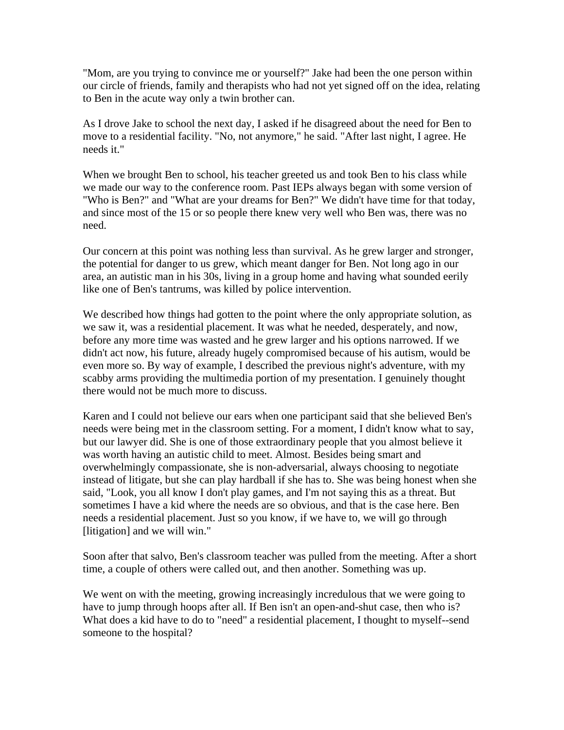"Mom, are you trying to convince me or yourself?" Jake had been the one person within our circle of friends, family and therapists who had not yet signed off on the idea, relating to Ben in the acute way only a twin brother can.

As I drove Jake to school the next day, I asked if he disagreed about the need for Ben to move to a residential facility. "No, not anymore," he said. "After last night, I agree. He needs it."

When we brought Ben to school, his teacher greeted us and took Ben to his class while we made our way to the conference room. Past IEPs always began with some version of "Who is Ben?" and "What are your dreams for Ben?" We didn't have time for that today, and since most of the 15 or so people there knew very well who Ben was, there was no need.

Our concern at this point was nothing less than survival. As he grew larger and stronger, the potential for danger to us grew, which meant danger for Ben. Not long ago in our area, an autistic man in his 30s, living in a group home and having what sounded eerily like one of Ben's tantrums, was killed by police intervention.

We described how things had gotten to the point where the only appropriate solution, as we saw it, was a residential placement. It was what he needed, desperately, and now, before any more time was wasted and he grew larger and his options narrowed. If we didn't act now, his future, already hugely compromised because of his autism, would be even more so. By way of example, I described the previous night's adventure, with my scabby arms providing the multimedia portion of my presentation. I genuinely thought there would not be much more to discuss.

Karen and I could not believe our ears when one participant said that she believed Ben's needs were being met in the classroom setting. For a moment, I didn't know what to say, but our lawyer did. She is one of those extraordinary people that you almost believe it was worth having an autistic child to meet. Almost. Besides being smart and overwhelmingly compassionate, she is non-adversarial, always choosing to negotiate instead of litigate, but she can play hardball if she has to. She was being honest when she said, "Look, you all know I don't play games, and I'm not saying this as a threat. But sometimes I have a kid where the needs are so obvious, and that is the case here. Ben needs a residential placement. Just so you know, if we have to, we will go through [litigation] and we will win."

Soon after that salvo, Ben's classroom teacher was pulled from the meeting. After a short time, a couple of others were called out, and then another. Something was up.

We went on with the meeting, growing increasingly incredulous that we were going to have to jump through hoops after all. If Ben isn't an open-and-shut case, then who is? What does a kid have to do to "need" a residential placement, I thought to myself--send someone to the hospital?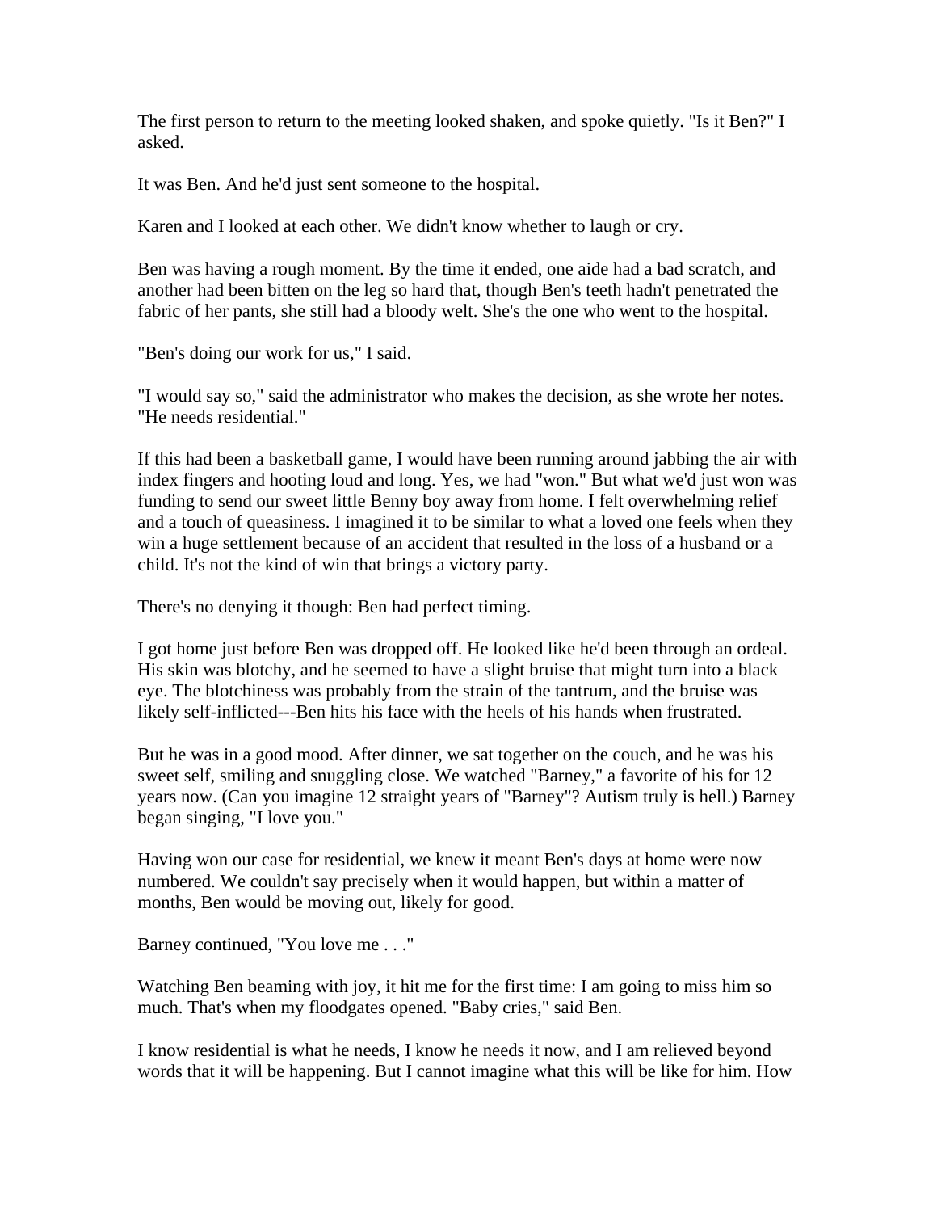The first person to return to the meeting looked shaken, and spoke quietly. "Is it Ben?" I asked.

It was Ben. And he'd just sent someone to the hospital.

Karen and I looked at each other. We didn't know whether to laugh or cry.

Ben was having a rough moment. By the time it ended, one aide had a bad scratch, and another had been bitten on the leg so hard that, though Ben's teeth hadn't penetrated the fabric of her pants, she still had a bloody welt. She's the one who went to the hospital.

"Ben's doing our work for us," I said.

"I would say so," said the administrator who makes the decision, as she wrote her notes. "He needs residential."

If this had been a basketball game, I would have been running around jabbing the air with index fingers and hooting loud and long. Yes, we had "won." But what we'd just won was funding to send our sweet little Benny boy away from home. I felt overwhelming relief and a touch of queasiness. I imagined it to be similar to what a loved one feels when they win a huge settlement because of an accident that resulted in the loss of a husband or a child. It's not the kind of win that brings a victory party.

There's no denying it though: Ben had perfect timing.

I got home just before Ben was dropped off. He looked like he'd been through an ordeal. His skin was blotchy, and he seemed to have a slight bruise that might turn into a black eye. The blotchiness was probably from the strain of the tantrum, and the bruise was likely self-inflicted---Ben hits his face with the heels of his hands when frustrated.

But he was in a good mood. After dinner, we sat together on the couch, and he was his sweet self, smiling and snuggling close. We watched "Barney," a favorite of his for 12 years now. (Can you imagine 12 straight years of "Barney"? Autism truly is hell.) Barney began singing, "I love you."

Having won our case for residential, we knew it meant Ben's days at home were now numbered. We couldn't say precisely when it would happen, but within a matter of months, Ben would be moving out, likely for good.

Barney continued, "You love me . . ."

Watching Ben beaming with joy, it hit me for the first time: I am going to miss him so much. That's when my floodgates opened. "Baby cries," said Ben.

I know residential is what he needs, I know he needs it now, and I am relieved beyond words that it will be happening. But I cannot imagine what this will be like for him. How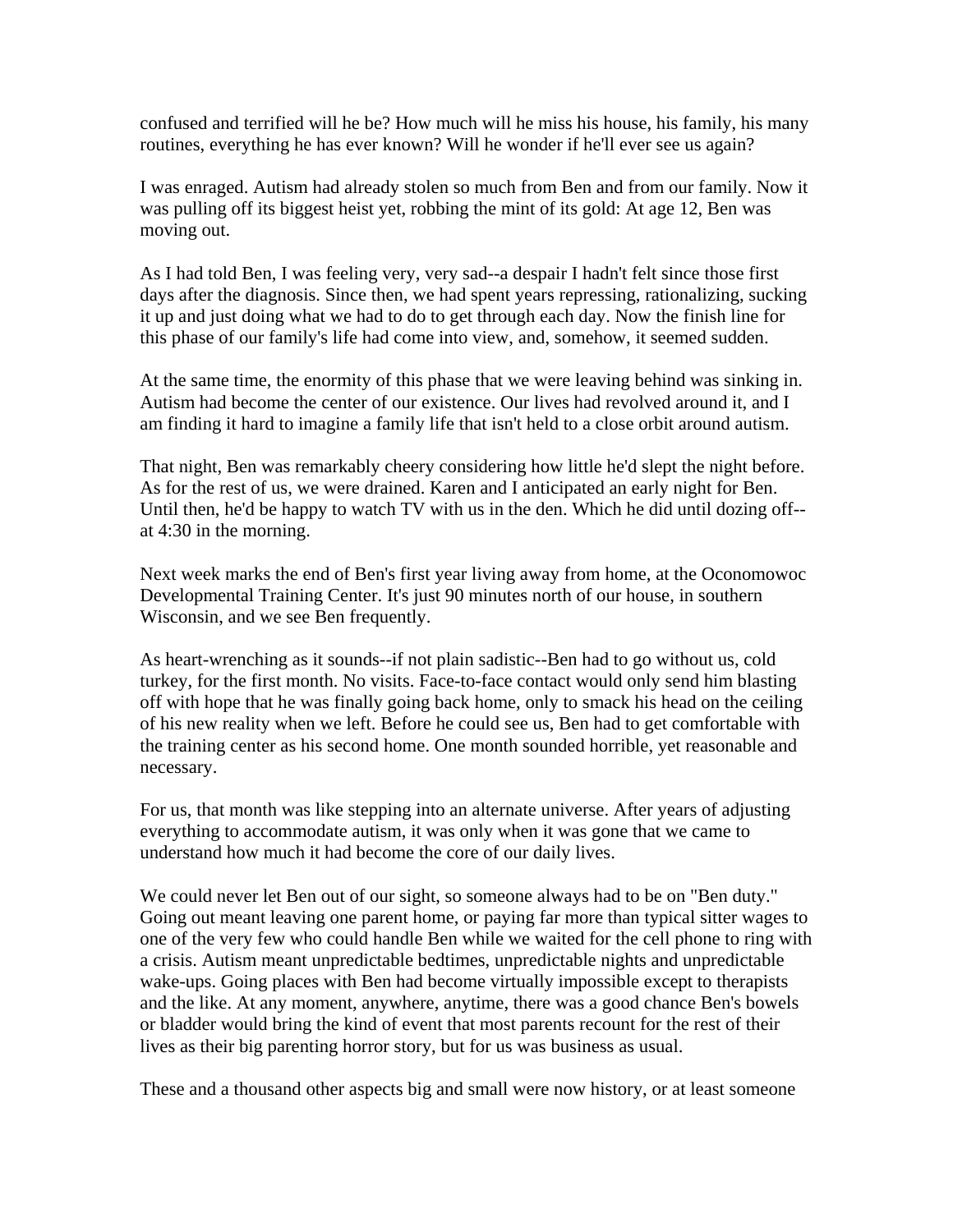confused and terrified will he be? How much will he miss his house, his family, his many routines, everything he has ever known? Will he wonder if he'll ever see us again?

I was enraged. Autism had already stolen so much from Ben and from our family. Now it was pulling off its biggest heist yet, robbing the mint of its gold: At age 12, Ben was moving out.

As I had told Ben, I was feeling very, very sad--a despair I hadn't felt since those first days after the diagnosis. Since then, we had spent years repressing, rationalizing, sucking it up and just doing what we had to do to get through each day. Now the finish line for this phase of our family's life had come into view, and, somehow, it seemed sudden.

At the same time, the enormity of this phase that we were leaving behind was sinking in. Autism had become the center of our existence. Our lives had revolved around it, and I am finding it hard to imagine a family life that isn't held to a close orbit around autism.

That night, Ben was remarkably cheery considering how little he'd slept the night before. As for the rest of us, we were drained. Karen and I anticipated an early night for Ben. Until then, he'd be happy to watch TV with us in the den. Which he did until dozing off--at 4:30 in the morning.

Next week marks the end of Ben's first year living away from home, at the Oconomowoc Developmental Training Center. It's just 90 minutes north of our house, in southern Wisconsin, and we see Ben frequently.

As heart-wrenching as it sounds--if not plain sadistic--Ben had to go without us, cold turkey, for the first month. No visits. Face-to-face contact would only send him blasting off with hope that he was finally going back home, only to smack his head on the ceiling of his new reality when we left. Before he could see us, Ben had to get comfortable with the training center as his second home. One month sounded horrible, yet reasonable and necessary.

For us, that month was like stepping into an alternate universe. After years of adjusting everything to accommodate autism, it was only when it was gone that we came to understand how much it had become the core of our daily lives.

We could never let Ben out of our sight, so someone always had to be on "Ben duty." Going out meant leaving one parent home, or paying far more than typical sitter wages to one of the very few who could handle Ben while we waited for the cell phone to ring with a crisis. Autism meant unpredictable bedtimes, unpredictable nights and unpredictable wake-ups. Going places with Ben had become virtually impossible except to therapists and the like. At any moment, anywhere, anytime, there was a good chance Ben's bowels or bladder would bring the kind of event that most parents recount for the rest of their lives as their big parenting horror story, but for us was business as usual.

These and a thousand other aspects big and small were now history, or at least someone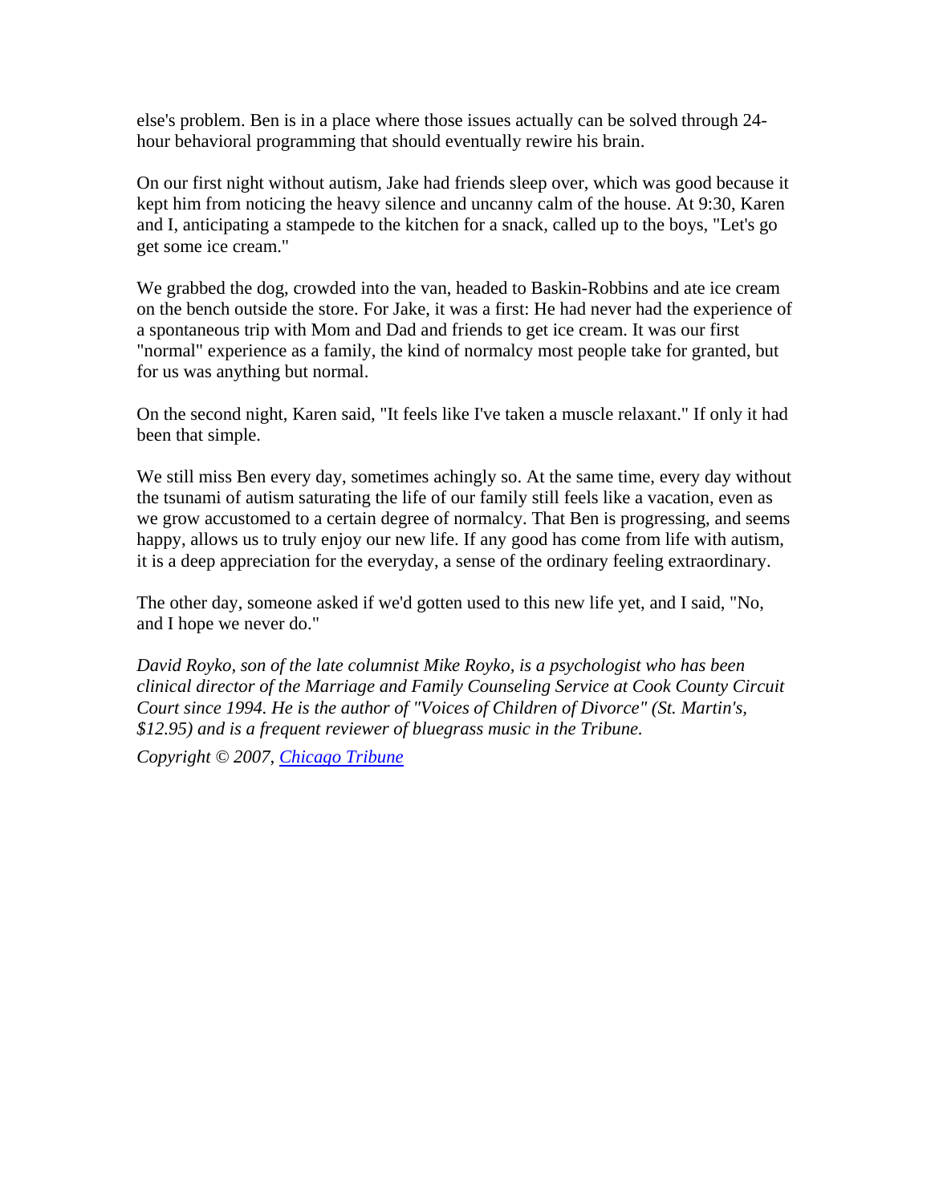else's problem. Ben is in a place where those issues actually can be solved through 24-hour behavioral programming that should eventually rewire his brain.

On our first night without autism, Jake had friends sleep over, which was good because it kept him from noticing the heavy silence and uncanny calm of the house. At 9:30, Karen and I, anticipating a stampede to the kitchen for a snack, called up to the boys, "Let's go get some ice cream."

We grabbed the dog, crowded into the van, headed to Baskin-Robbins and ate ice cream on the bench outside the store. For Jake, it was a first: He had never had the experience of a spontaneous trip with Mom and Dad and friends to get ice cream. It was our first "normal" experience as a family, the kind of normalcy most people take for granted, but for us was anything but normal.

On the second night, Karen said, "It feels like I've taken a muscle relaxant." If only it had been that simple.

We still miss Ben every day, sometimes achingly so. At the same time, every day without the tsunami of autism saturating the life of our family still feels like a vacation, even as we grow accustomed to a certain degree of normalcy. That Ben is progressing, and seems happy, allows us to truly enjoy our new life. If any good has come from life with autism, it is a deep appreciation for the everyday, a sense of the ordinary feeling extraordinary.

The other day, someone asked if we'd gotten used to this new life yet, and I said, "No, and I hope we never do."

*David Royko, son of the late columnist Mike Royko, is a psychologist who has been clinical director of the Marriage and Family Counseling Service at Cook County Circuit Court since 1994. He is the author of "Voices of Children of Divorce" (St. Martin's, $12.95) and is a frequent reviewer of bluegrass music in the Tribune.*

*Copyright © 2007, Chicago Tribune*